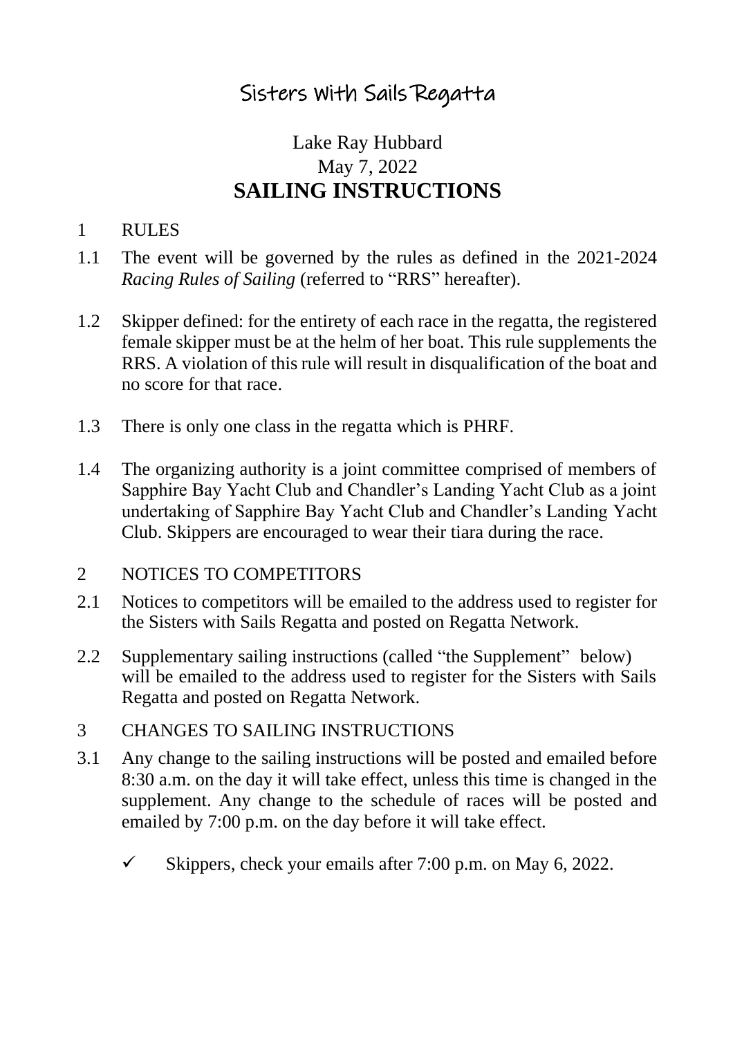# Sisters with Sails Regatta

## Lake Ray Hubbard
## May 7, 2022
# SAILING INSTRUCTIONS

## 1 RULES

1.1 The event will be governed by the rules as defined in the 2021-2024 *Racing Rules of Sailing* (referred to "RRS" hereafter).

1.2 Skipper defined: for the entirety of each race in the regatta, the registered female skipper must be at the helm of her boat. This rule supplements the RRS. A violation of this rule will result in disqualification of the boat and no score for that race.

1.3 There is only one class in the regatta which is PHRF.

1.4 The organizing authority is a joint committee comprised of members of Sapphire Bay Yacht Club and Chandler's Landing Yacht Club as a joint undertaking of Sapphire Bay Yacht Club and Chandler's Landing Yacht Club. Skippers are encouraged to wear their tiara during the race.

## 2 NOTICES TO COMPETITORS

2.1 Notices to competitors will be emailed to the address used to register for the Sisters with Sails Regatta and posted on Regatta Network.

2.2 Supplementary sailing instructions (called "the Supplement" below) will be emailed to the address used to register for the Sisters with Sails Regatta and posted on Regatta Network.

## 3 CHANGES TO SAILING INSTRUCTIONS

3.1 Any change to the sailing instructions will be posted and emailed before 8:30 a.m. on the day it will take effect, unless this time is changed in the supplement. Any change to the schedule of races will be posted and emailed by 7:00 p.m. on the day before it will take effect.

- ✓ Skippers, check your emails after 7:00 p.m. on May 6, 2022.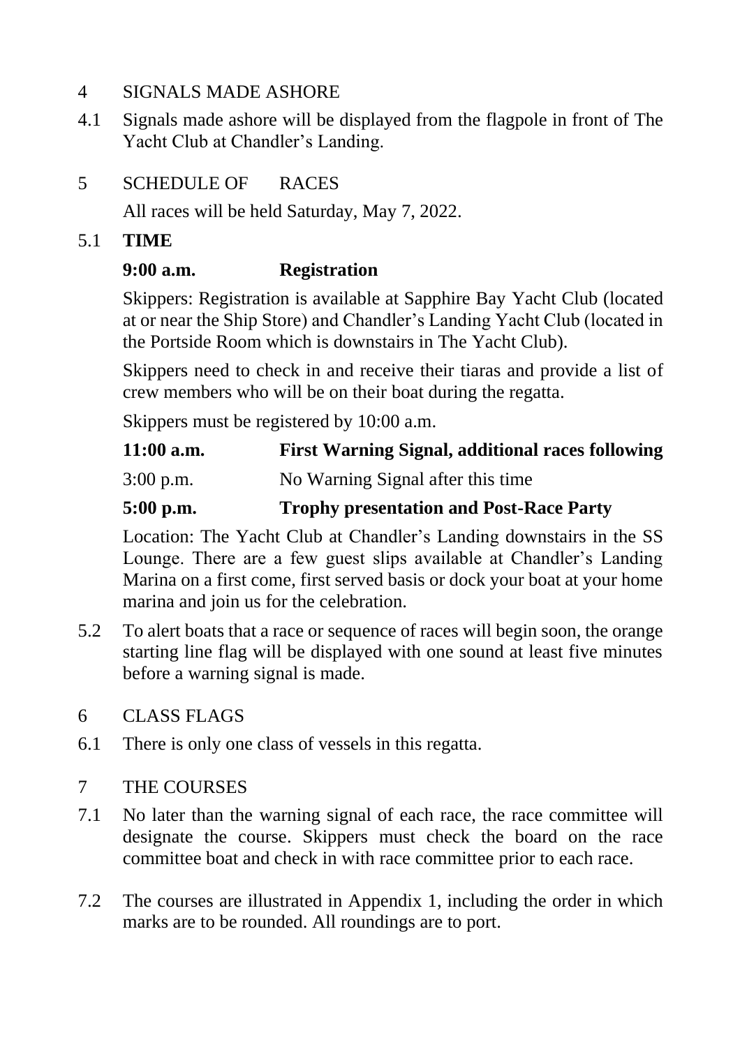4 SIGNALS MADE ASHORE

4.1 Signals made ashore will be displayed from the flagpole in front of The Yacht Club at Chandler's Landing.

5 SCHEDULE OF RACES

All races will be held Saturday, May 7, 2022.

5.1 **TIME**

**9:00 a.m. Registration**

Skippers: Registration is available at Sapphire Bay Yacht Club (located at or near the Ship Store) and Chandler's Landing Yacht Club (located in the Portside Room which is downstairs in The Yacht Club).

Skippers need to check in and receive their tiaras and provide a list of crew members who will be on their boat during the regatta.

Skippers must be registered by 10:00 a.m.

**11:00 a.m. First Warning Signal, additional races following**

3:00 p.m. No Warning Signal after this time

**5:00 p.m. Trophy presentation and Post-Race Party**

Location: The Yacht Club at Chandler's Landing downstairs in the SS Lounge. There are a few guest slips available at Chandler's Landing Marina on a first come, first served basis or dock your boat at your home marina and join us for the celebration.

5.2 To alert boats that a race or sequence of races will begin soon, the orange starting line flag will be displayed with one sound at least five minutes before a warning signal is made.

6 CLASS FLAGS

6.1 There is only one class of vessels in this regatta.

7 THE COURSES

7.1 No later than the warning signal of each race, the race committee will designate the course. Skippers must check the board on the race committee boat and check in with race committee prior to each race.

7.2 The courses are illustrated in Appendix 1, including the order in which marks are to be rounded. All roundings are to port.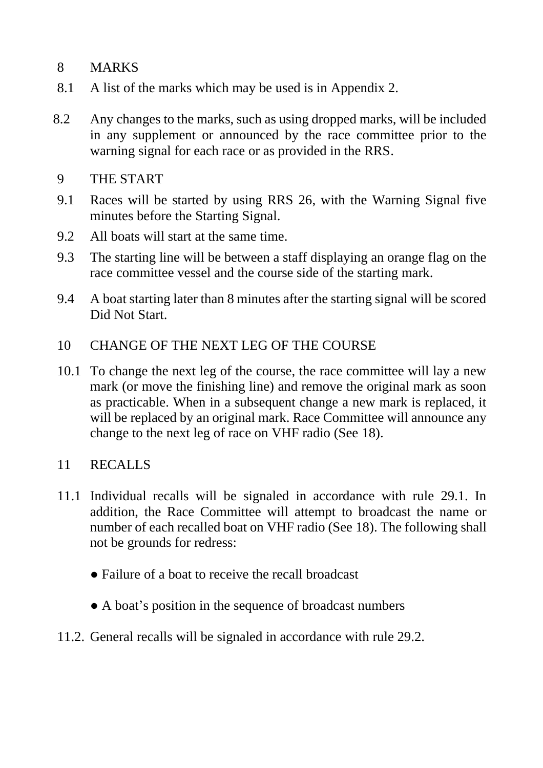## 8 MARKS

8.1 A list of the marks which may be used is in Appendix 2.

8.2 Any changes to the marks, such as using dropped marks, will be included in any supplement or announced by the race committee prior to the warning signal for each race or as provided in the RRS.

## 9 THE START

9.1 Races will be started by using RRS 26, with the Warning Signal five minutes before the Starting Signal.

9.2 All boats will start at the same time.

9.3 The starting line will be between a staff displaying an orange flag on the race committee vessel and the course side of the starting mark.

9.4 A boat starting later than 8 minutes after the starting signal will be scored Did Not Start.

## 10 CHANGE OF THE NEXT LEG OF THE COURSE

10.1 To change the next leg of the course, the race committee will lay a new mark (or move the finishing line) and remove the original mark as soon as practicable. When in a subsequent change a new mark is replaced, it will be replaced by an original mark. Race Committee will announce any change to the next leg of race on VHF radio (See 18).

## 11 RECALLS

11.1 Individual recalls will be signaled in accordance with rule 29.1. In addition, the Race Committee will attempt to broadcast the name or number of each recalled boat on VHF radio (See 18). The following shall not be grounds for redress:

- Failure of a boat to receive the recall broadcast
- A boat's position in the sequence of broadcast numbers

11.2. General recalls will be signaled in accordance with rule 29.2.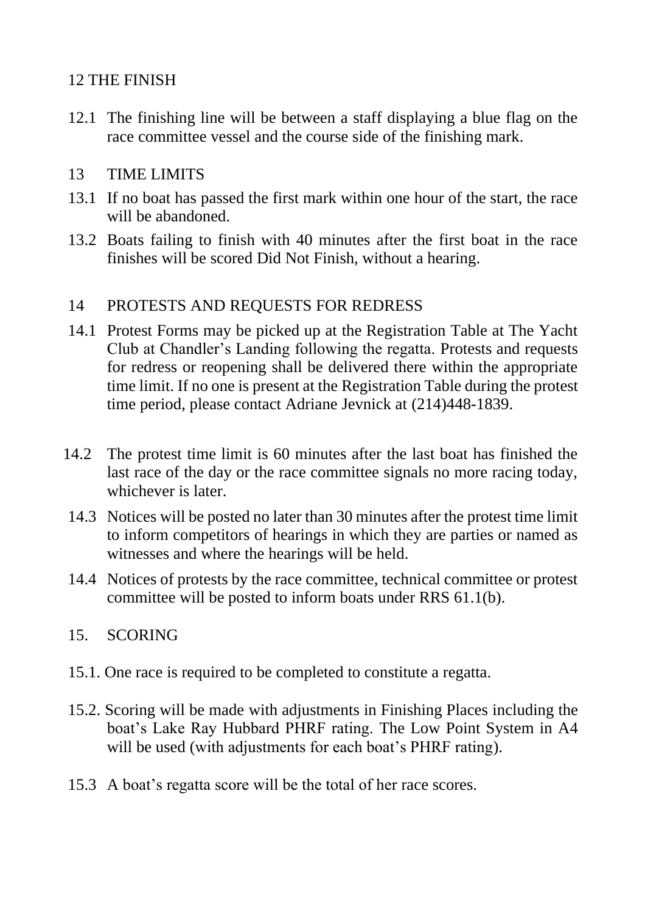## 12 THE FINISH

12.1 The finishing line will be between a staff displaying a blue flag on the race committee vessel and the course side of the finishing mark.

## 13 TIME LIMITS

13.1 If no boat has passed the first mark within one hour of the start, the race will be abandoned.

13.2 Boats failing to finish with 40 minutes after the first boat in the race finishes will be scored Did Not Finish, without a hearing.

## 14 PROTESTS AND REQUESTS FOR REDRESS

14.1 Protest Forms may be picked up at the Registration Table at The Yacht Club at Chandler's Landing following the regatta. Protests and requests for redress or reopening shall be delivered there within the appropriate time limit. If no one is present at the Registration Table during the protest time period, please contact Adriane Jevnick at (214)448-1839.

14.2 The protest time limit is 60 minutes after the last boat has finished the last race of the day or the race committee signals no more racing today, whichever is later.

14.3 Notices will be posted no later than 30 minutes after the protest time limit to inform competitors of hearings in which they are parties or named as witnesses and where the hearings will be held.

14.4 Notices of protests by the race committee, technical committee or protest committee will be posted to inform boats under RRS 61.1(b).

## 15. SCORING

15.1. One race is required to be completed to constitute a regatta.

15.2. Scoring will be made with adjustments in Finishing Places including the boat's Lake Ray Hubbard PHRF rating. The Low Point System in A4 will be used (with adjustments for each boat's PHRF rating).

15.3 A boat's regatta score will be the total of her race scores.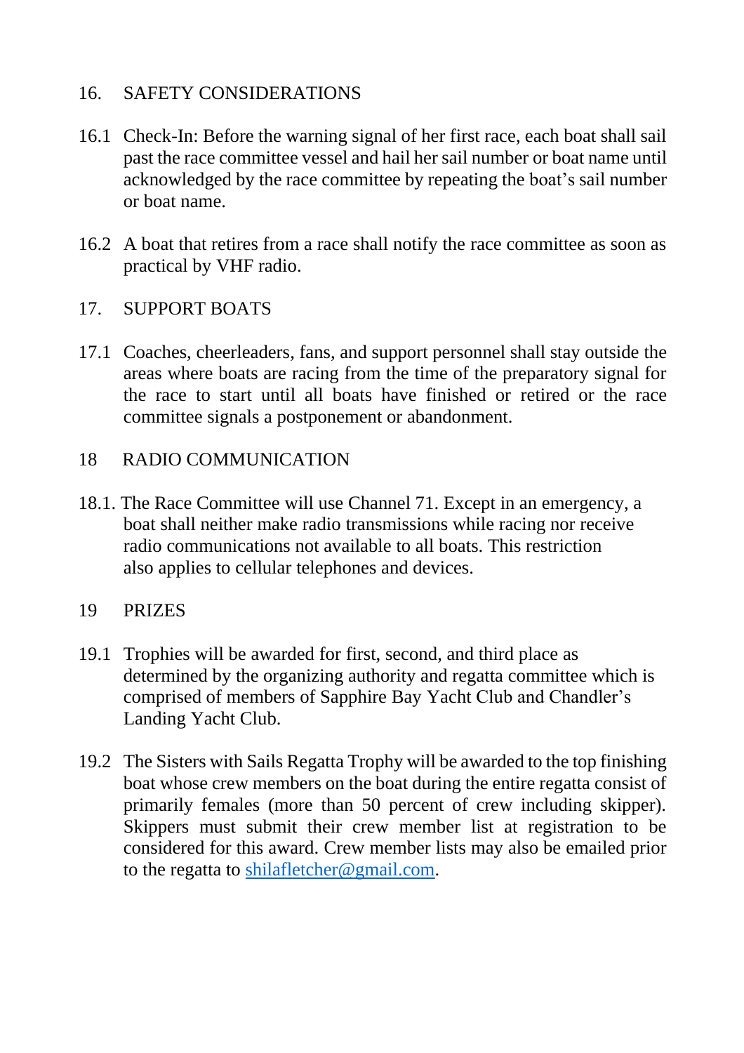## 16. SAFETY CONSIDERATIONS

16.1 Check-In: Before the warning signal of her first race, each boat shall sail past the race committee vessel and hail her sail number or boat name until acknowledged by the race committee by repeating the boat's sail number or boat name.

16.2 A boat that retires from a race shall notify the race committee as soon as practical by VHF radio.

## 17. SUPPORT BOATS

17.1 Coaches, cheerleaders, fans, and support personnel shall stay outside the areas where boats are racing from the time of the preparatory signal for the race to start until all boats have finished or retired or the race committee signals a postponement or abandonment.

## 18 RADIO COMMUNICATION

18.1. The Race Committee will use Channel 71. Except in an emergency, a boat shall neither make radio transmissions while racing nor receive radio communications not available to all boats. This restriction also applies to cellular telephones and devices.

## 19 PRIZES

19.1 Trophies will be awarded for first, second, and third place as determined by the organizing authority and regatta committee which is comprised of members of Sapphire Bay Yacht Club and Chandler's Landing Yacht Club.

19.2 The Sisters with Sails Regatta Trophy will be awarded to the top finishing boat whose crew members on the boat during the entire regatta consist of primarily females (more than 50 percent of crew including skipper). Skippers must submit their crew member list at registration to be considered for this award. Crew member lists may also be emailed prior to the regatta to [shilafletcher@gmail.com](mailto:shilafletcher@gmail.com).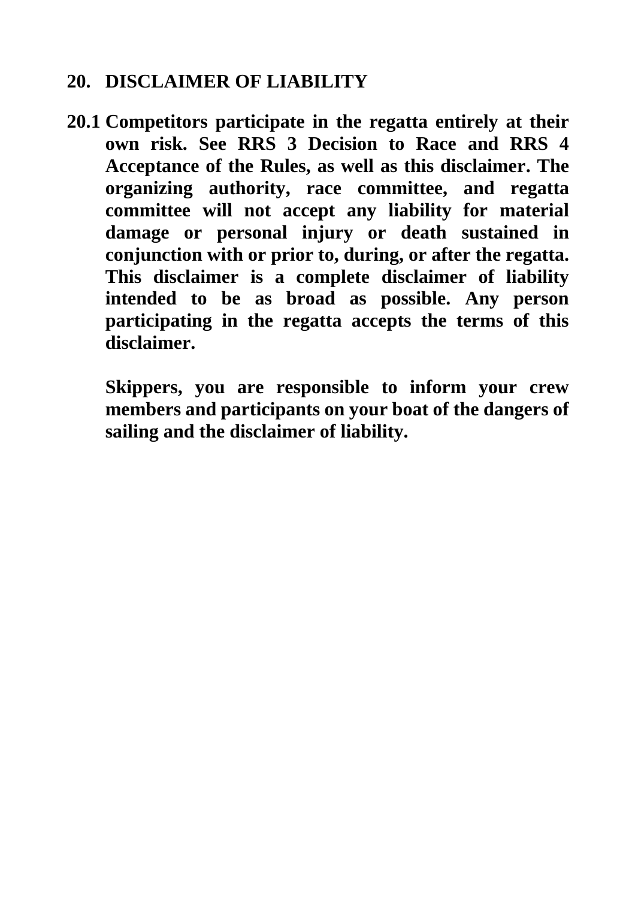## 20. DISCLAIMER OF LIABILITY

**20.1 Competitors participate in the regatta entirely at their own risk. See RRS 3 Decision to Race and RRS 4 Acceptance of the Rules, as well as this disclaimer. The organizing authority, race committee, and regatta committee will not accept any liability for material damage or personal injury or death sustained in conjunction with or prior to, during, or after the regatta. This disclaimer is a complete disclaimer of liability intended to be as broad as possible. Any person participating in the regatta accepts the terms of this disclaimer.**

**Skippers, you are responsible to inform your crew members and participants on your boat of the dangers of sailing and the disclaimer of liability.**